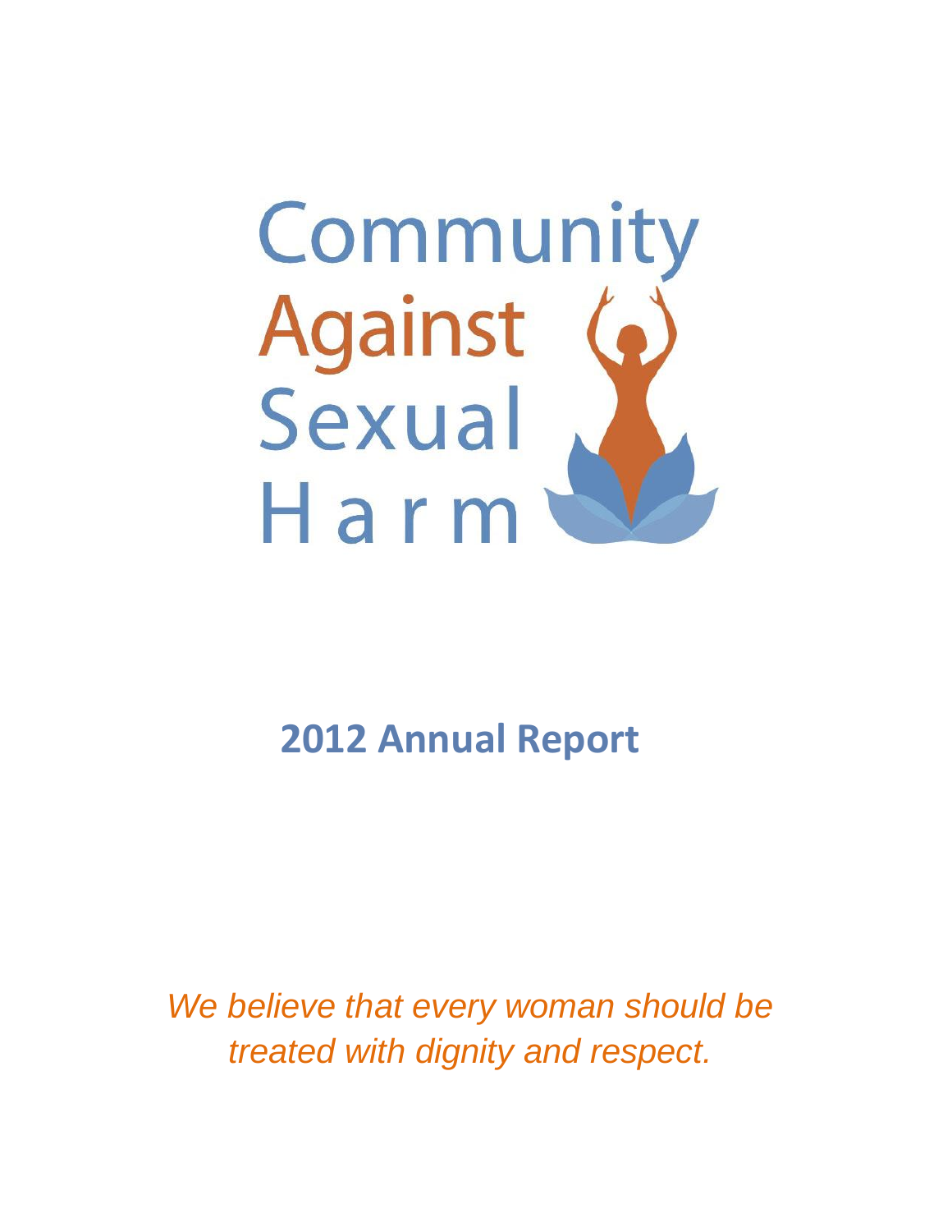# Community Against Sexual Harm

## 2012 Annual Report

*We believe that every woman should be treated with dignity and respect.*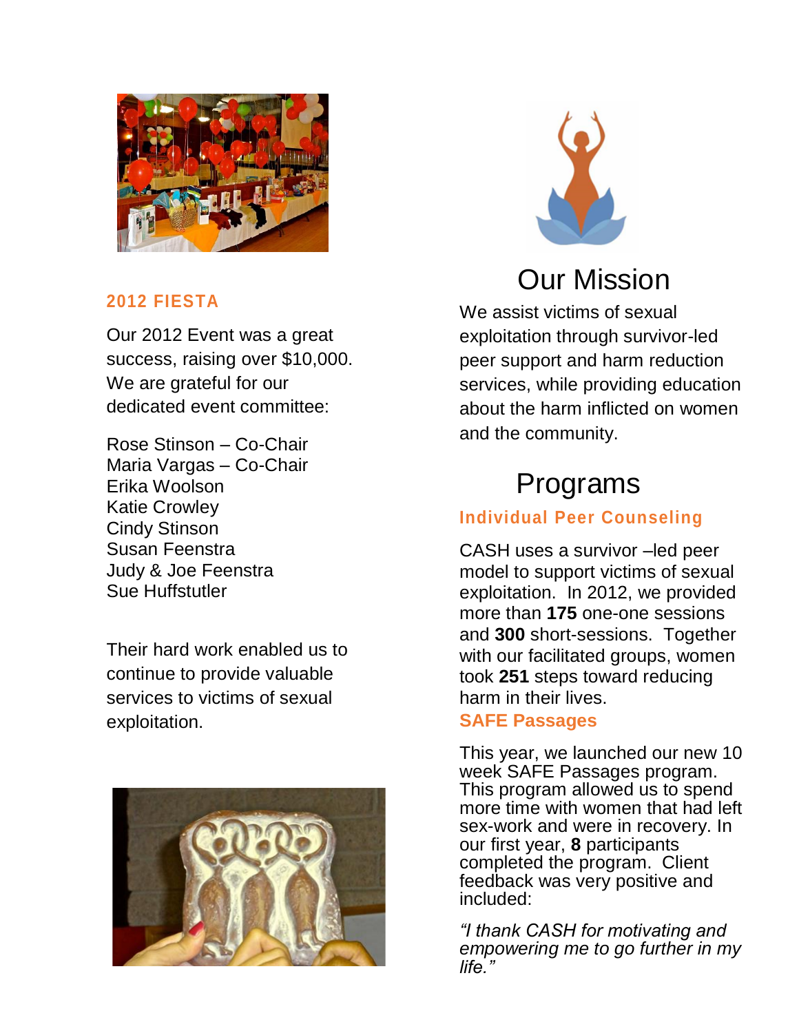## 2012 FIESTA

Our 2012 Event was a great success, raising over $10,000. We are grateful for our dedicated event committee:

Rose Stinson – Co-Chair
Maria Vargas – Co-Chair
Erika Woolson
Katie Crowley
Cindy Stinson
Susan Feenstra
Judy & Joe Feenstra
Sue Huffstutler

Their hard work enabled us to continue to provide valuable services to victims of sexual exploitation.

# Our Mission

We assist victims of sexual exploitation through survivor-led peer support and harm reduction services, while providing education about the harm inflicted on women and the community.

# Programs

### Individual Peer Counseling

CASH uses a survivor –led peer model to support victims of sexual exploitation. In 2012, we provided more than **175** one-one sessions and **300** short-sessions. Together with our facilitated groups, women took **251** steps toward reducing harm in their lives.

### SAFE Passages

This year, we launched our new 10 week SAFE Passages program. This program allowed us to spend more time with women that had left sex-work and were in recovery. In our first year, **8** participants completed the program. Client feedback was very positive and included:

*"I thank CASH for motivating and empowering me to go further in my life."*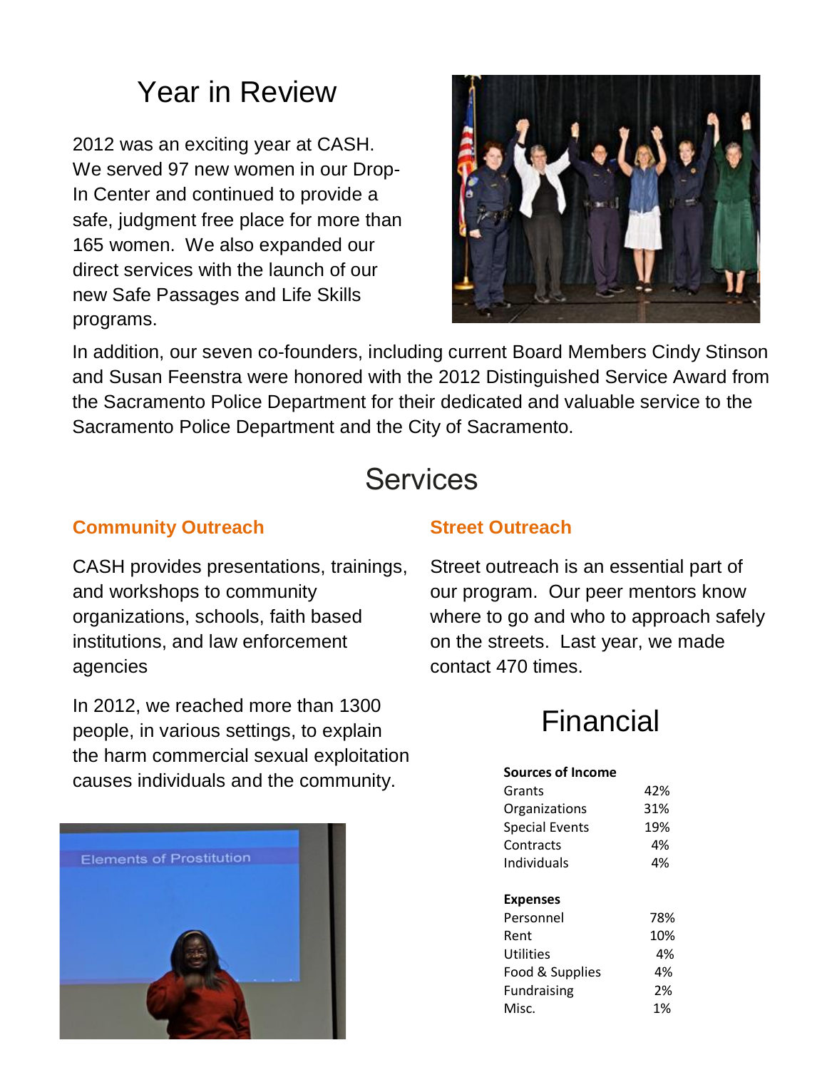# Year in Review

2012 was an exciting year at CASH. We served 97 new women in our Drop-In Center and continued to provide a safe, judgment free place for more than 165 women. We also expanded our direct services with the launch of our new Safe Passages and Life Skills programs.

In addition, our seven co-founders, including current Board Members Cindy Stinson and Susan Feenstra were honored with the 2012 Distinguished Service Award from the Sacramento Police Department for their dedicated and valuable service to the Sacramento Police Department and the City of Sacramento.

# Services

### Community Outreach

CASH provides presentations, trainings, and workshops to community organizations, schools, faith based institutions, and law enforcement agencies

In 2012, we reached more than 1300 people, in various settings, to explain the harm commercial sexual exploitation causes individuals and the community.

### Street Outreach

Street outreach is an essential part of our program. Our peer mentors know where to go and who to approach safely on the streets. Last year, we made contact 470 times.

# Financial

| **Sources of Income** | |
|---|---|
| Grants | 42% |
| Organizations | 31% |
| Special Events | 19% |
| Contracts | 4% |
| Individuals | 4% |

| **Expenses** | |
|---|---|
| Personnel | 78% |
| Rent | 10% |
| Utilities | 4% |
| Food & Supplies | 4% |
| Fundraising | 2% |
| Misc. | 1% |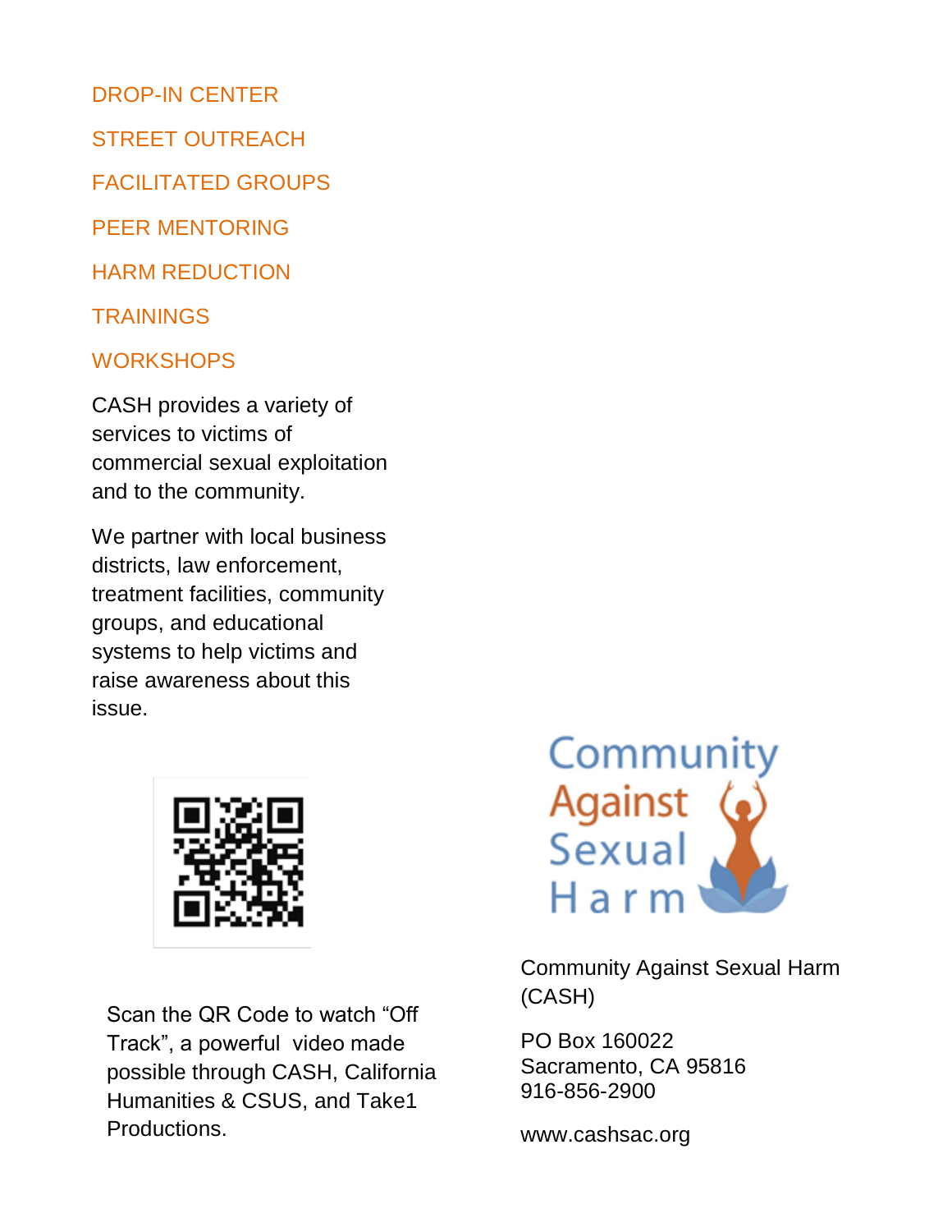DROP-IN CENTER

STREET OUTREACH

FACILITATED GROUPS

PEER MENTORING

HARM REDUCTION

TRAININGS

WORKSHOPS

CASH provides a variety of services to victims of commercial sexual exploitation and to the community.

We partner with local business districts, law enforcement, treatment facilities, community groups, and educational systems to help victims and raise awareness about this issue.

Scan the QR Code to watch "Off Track", a powerful video made possible through CASH, California Humanities & CSUS, and Take1 Productions.

Community Against Sexual Harm

Community Against Sexual Harm (CASH)

PO Box 160022
Sacramento, CA 95816
916-856-2900

www.cashsac.org